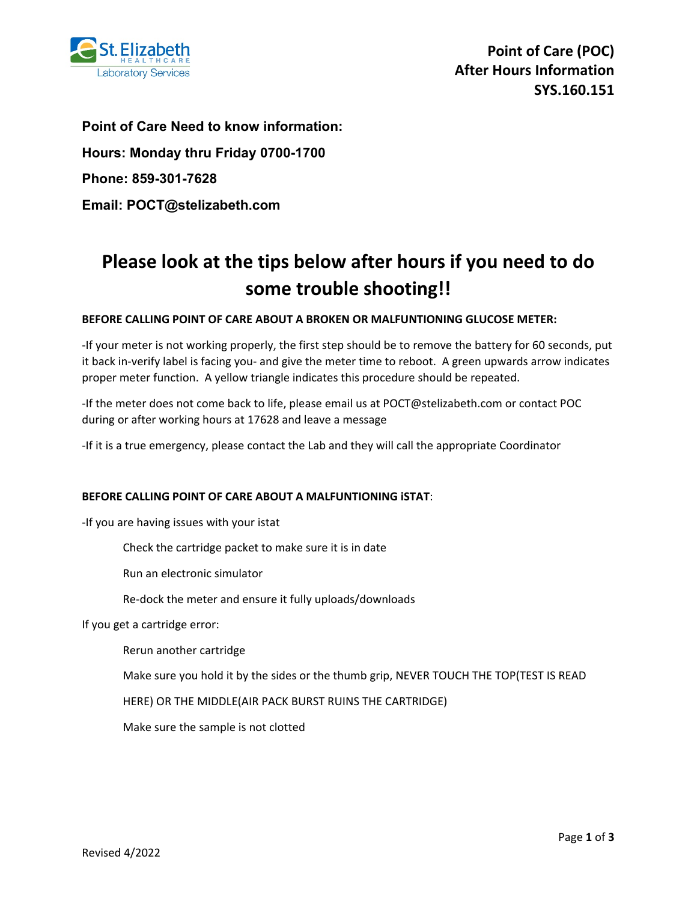St. Elizabeth HEALTHCARE Laboratory Services

**Point of Care (POC)**
**After Hours Information**
**SYS.160.151**

**Point of Care Need to know information:**

**Hours: Monday thru Friday 0700-1700**

**Phone: 859-301-7628**

**Email: POCT@stelizabeth.com**

# Please look at the tips below after hours if you need to do some trouble shooting!!

**BEFORE CALLING POINT OF CARE ABOUT A BROKEN OR MALFUNTIONING GLUCOSE METER:**

-If your meter is not working properly, the first step should be to remove the battery for 60 seconds, put it back in-verify label is facing you- and give the meter time to reboot. A green upwards arrow indicates proper meter function. A yellow triangle indicates this procedure should be repeated.

-If the meter does not come back to life, please email us at POCT@stelizabeth.com or contact POC during or after working hours at 17628 and leave a message

-If it is a true emergency, please contact the Lab and they will call the appropriate Coordinator

**BEFORE CALLING POINT OF CARE ABOUT A MALFUNTIONING iSTAT**:

-If you are having issues with your istat

- Check the cartridge packet to make sure it is in date
- Run an electronic simulator
- Re-dock the meter and ensure it fully uploads/downloads

If you get a cartridge error:

- Rerun another cartridge
- Make sure you hold it by the sides or the thumb grip, NEVER TOUCH THE TOP(TEST IS READ HERE) OR THE MIDDLE(AIR PACK BURST RUINS THE CARTRIDGE)
- Make sure the sample is not clotted

Revised 4/2022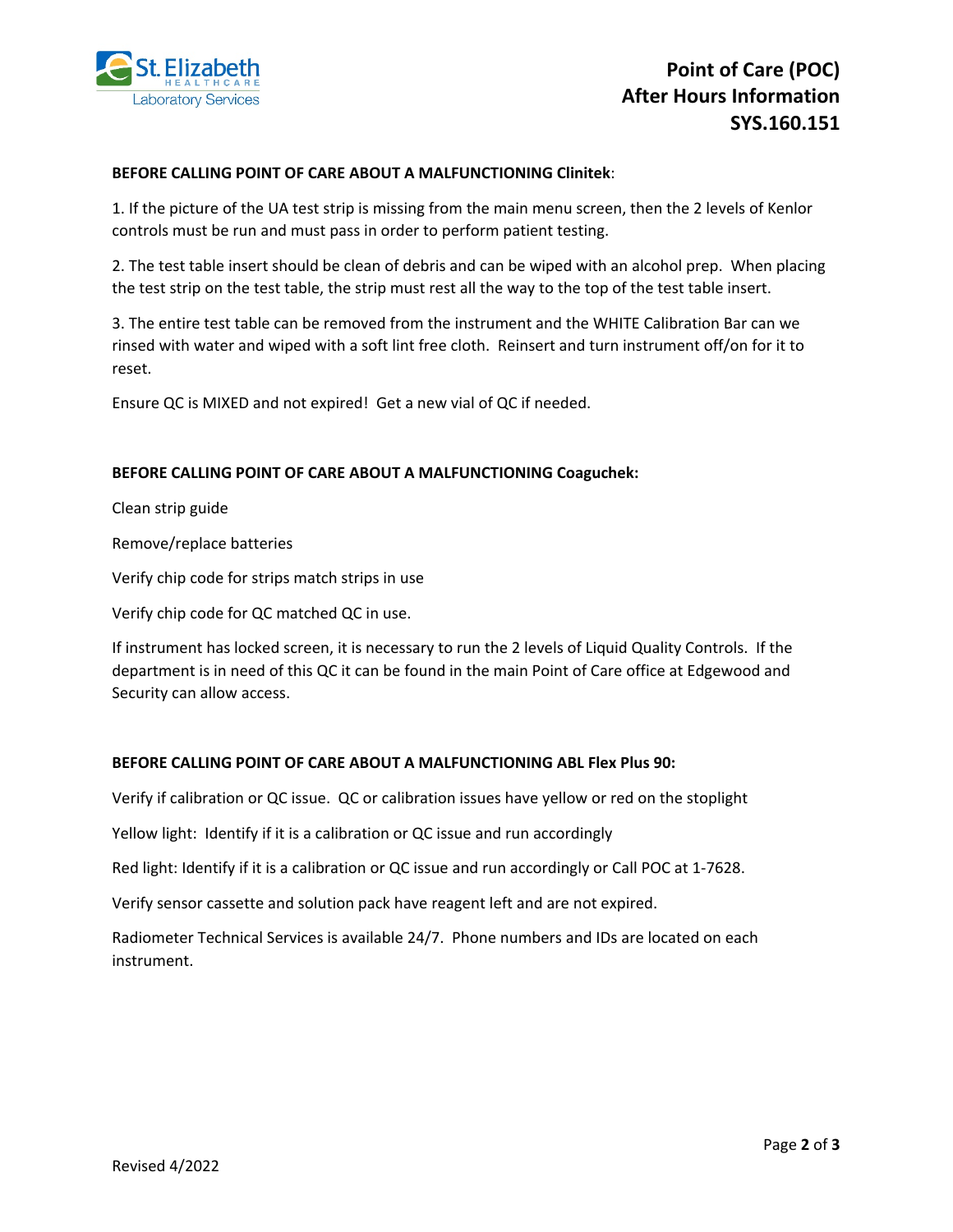**BEFORE CALLING POINT OF CARE ABOUT A MALFUNCTIONING Clinitek**:

1. If the picture of the UA test strip is missing from the main menu screen, then the 2 levels of Kenlor controls must be run and must pass in order to perform patient testing.

2. The test table insert should be clean of debris and can be wiped with an alcohol prep. When placing the test strip on the test table, the strip must rest all the way to the top of the test table insert.

3. The entire test table can be removed from the instrument and the WHITE Calibration Bar can we rinsed with water and wiped with a soft lint free cloth. Reinsert and turn instrument off/on for it to reset.

Ensure QC is MIXED and not expired! Get a new vial of QC if needed.

**BEFORE CALLING POINT OF CARE ABOUT A MALFUNCTIONING Coaguchek:**

Clean strip guide

Remove/replace batteries

Verify chip code for strips match strips in use

Verify chip code for QC matched QC in use.

If instrument has locked screen, it is necessary to run the 2 levels of Liquid Quality Controls. If the department is in need of this QC it can be found in the main Point of Care office at Edgewood and Security can allow access.

**BEFORE CALLING POINT OF CARE ABOUT A MALFUNCTIONING ABL Flex Plus 90:**

Verify if calibration or QC issue. QC or calibration issues have yellow or red on the stoplight

Yellow light: Identify if it is a calibration or QC issue and run accordingly

Red light: Identify if it is a calibration or QC issue and run accordingly or Call POC at 1-7628.

Verify sensor cassette and solution pack have reagent left and are not expired.

Radiometer Technical Services is available 24/7. Phone numbers and IDs are located on each instrument.

Revised 4/2022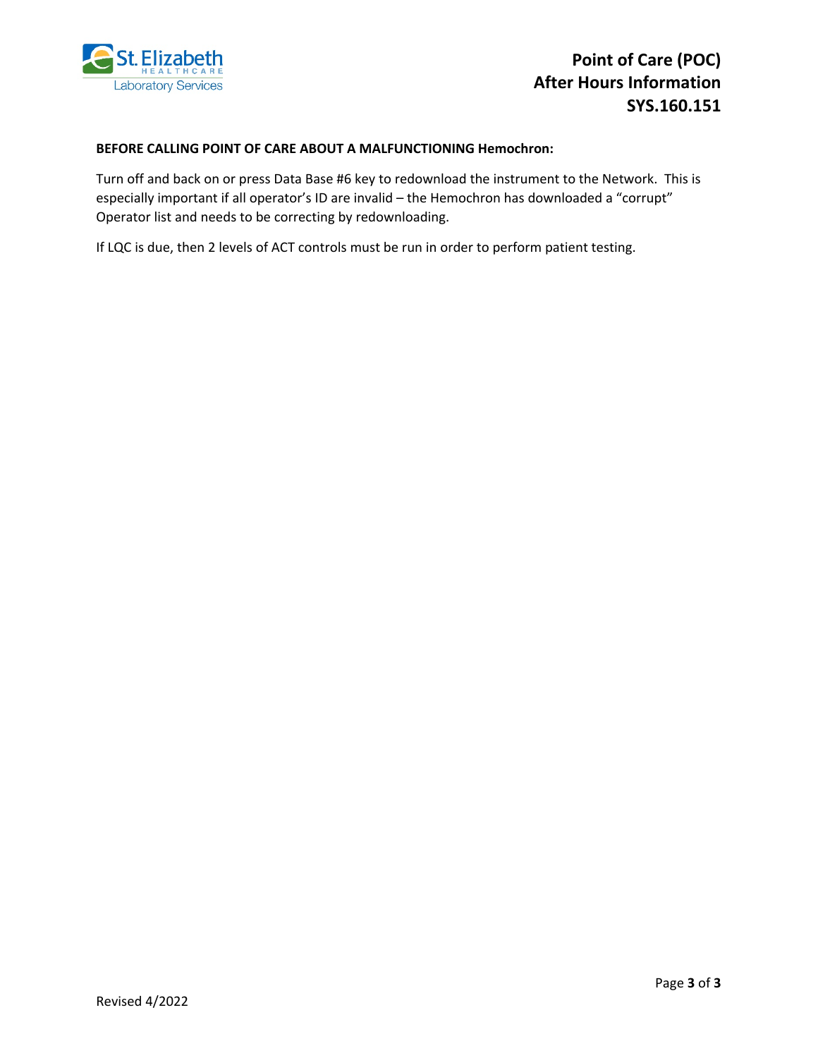**BEFORE CALLING POINT OF CARE ABOUT A MALFUNCTIONING Hemochron:**

Turn off and back on or press Data Base #6 key to redownload the instrument to the Network. This is especially important if all operator's ID are invalid – the Hemochron has downloaded a "corrupt" Operator list and needs to be correcting by redownloading.

If LQC is due, then 2 levels of ACT controls must be run in order to perform patient testing.